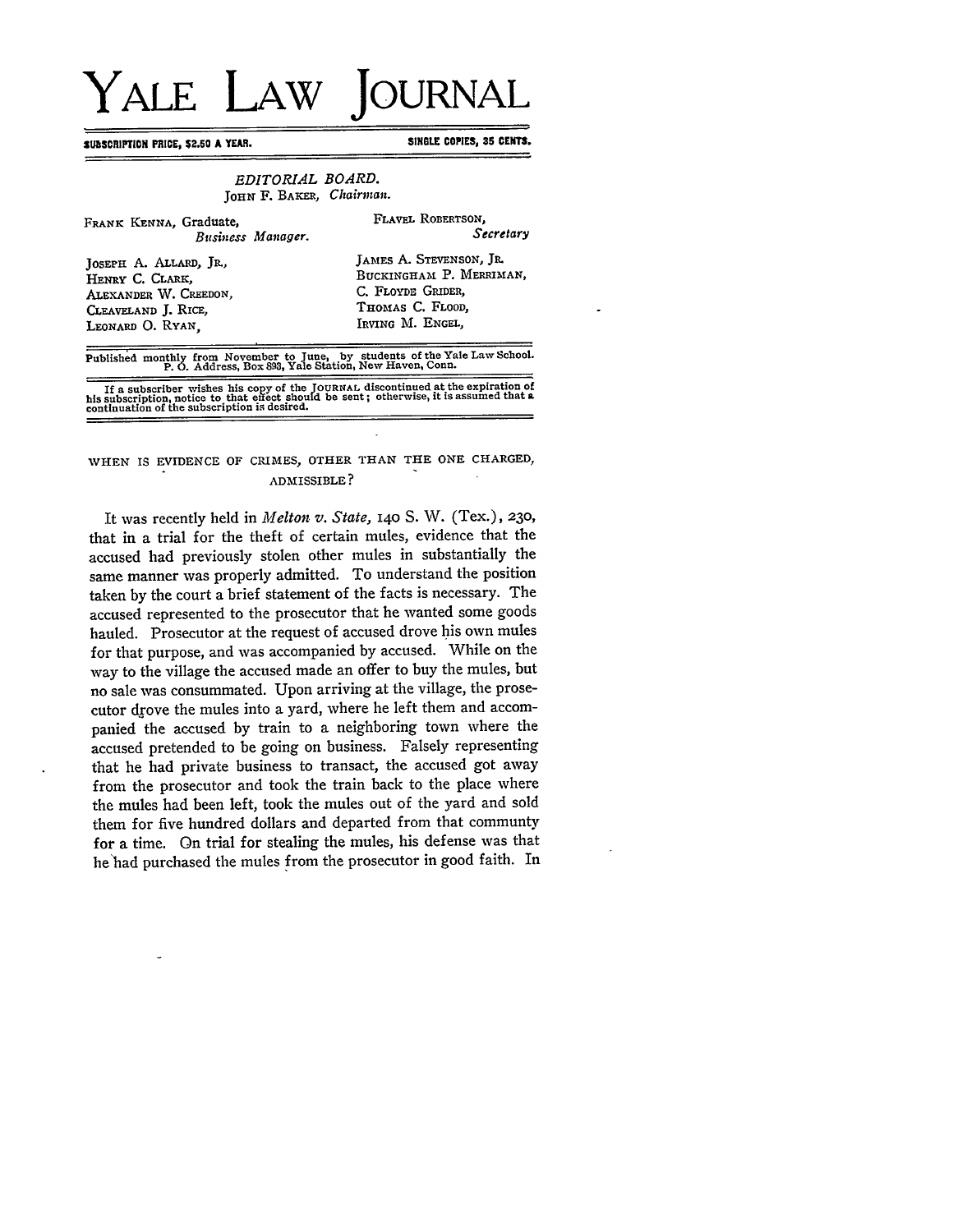# YALE LAW JOURNAL

**SUBSCRIPTION PRICE, $2.50 A YEAR.** **SINGLE COPIES, 35 CENTS.**

*EDITORIAL BOARD.*

JOHN F. BAKER, *Chairman.*

FRANK KENNA, Graduate, *Business Manager.*

FLAVEL ROBERTSON, *Secretary*

JOSEPH A. ALLARD, JR.,
HENRY C. CLARK,
ALEXANDER W. CREEDON,
CLEAVELAND J. RICE,
LEONARD O. RYAN,
JAMES A. STEVENSON, JR.
BUCKINGHAM P. MERRIMAN,
C. FLOYDE GRIDER,
THOMAS C. FLOOD,
IRVING M. ENGEL,

Published monthly from November to June, by students of the Yale Law School. P. O. Address, Box 893, Yale Station, New Haven, Conn.

If a subscriber wishes his copy of the JOURNAL discontinued at the expiration of his subscription, notice to that effect should be sent; otherwise, it is assumed that a continuation of the subscription is desired.

## WHEN IS EVIDENCE OF CRIMES, OTHER THAN THE ONE CHARGED, ADMISSIBLE?

It was recently held in *Melton v. State*, 140 S. W. (Tex.), 230, that in a trial for the theft of certain mules, evidence that the accused had previously stolen other mules in substantially the same manner was properly admitted. To understand the position taken by the court a brief statement of the facts is necessary. The accused represented to the prosecutor that he wanted some goods hauled. Prosecutor at the request of accused drove his own mules for that purpose, and was accompanied by accused. While on the way to the village the accused made an offer to buy the mules, but no sale was consummated. Upon arriving at the village, the prosecutor drove the mules into a yard, where he left them and accompanied the accused by train to a neighboring town where the accused pretended to be going on business. Falsely representing that he had private business to transact, the accused got away from the prosecutor and took the train back to the place where the mules had been left, took the mules out of the yard and sold them for five hundred dollars and departed from that communty for a time. On trial for stealing the mules, his defense was that he had purchased the mules from the prosecutor in good faith. In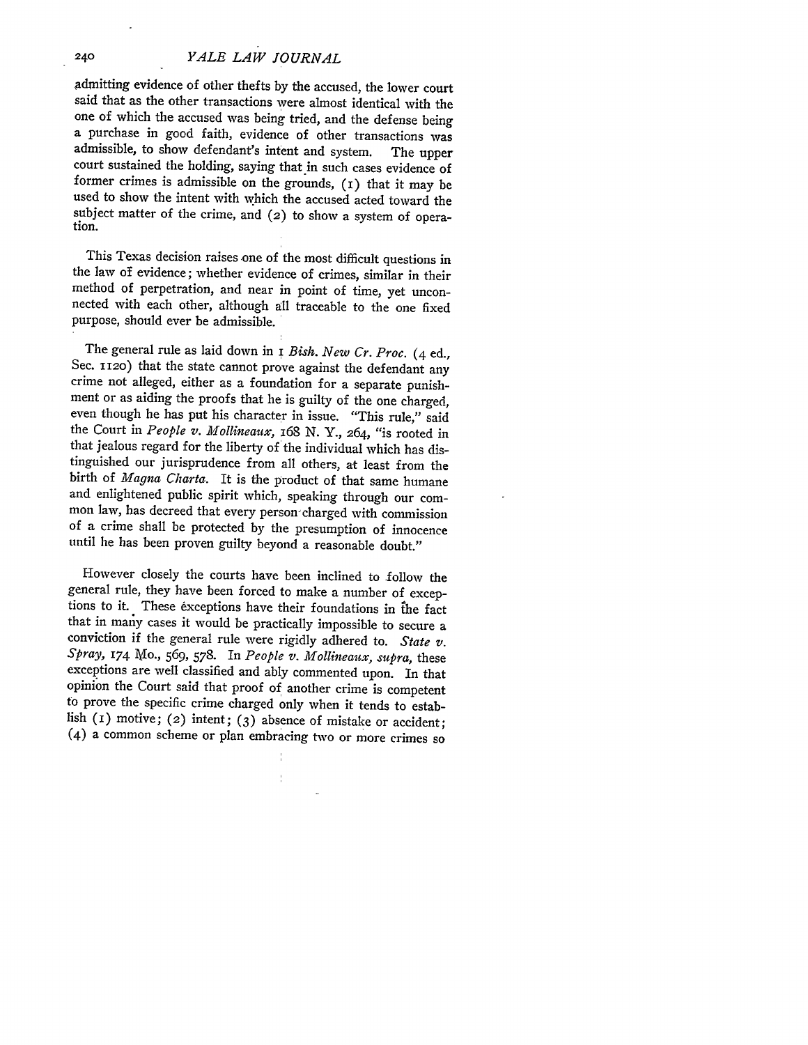admitting evidence of other thefts by the accused, the lower court said that as the other transactions were almost identical with the one of which the accused was being tried, and the defense being a purchase in good faith, evidence of other transactions was admissible, to show defendant's intent and system. The upper court sustained the holding, saying that in such cases evidence of former crimes is admissible on the grounds, (1) that it may be used to show the intent with which the accused acted toward the subject matter of the crime, and (2) to show a system of operation.

This Texas decision raises one of the most difficult questions in the law of evidence; whether evidence of crimes, similar in their method of perpetration, and near in point of time, yet unconnected with each other, although all traceable to the one fixed purpose, should ever be admissible.

The general rule as laid down in 1 *Bish. New Cr. Proc.* (4 ed., Sec. 1120) that the state cannot prove against the defendant any crime not alleged, either as a foundation for a separate punishment or as aiding the proofs that he is guilty of the one charged, even though he has put his character in issue. "This rule," said the Court in *People v. Mollineaux*, 168 N. Y., 264, "is rooted in that jealous regard for the liberty of the individual which has distinguished our jurisprudence from all others, at least from the birth of *Magna Charta*. It is the product of that same humane and enlightened public spirit which, speaking through our common law, has decreed that every person charged with commission of a crime shall be protected by the presumption of innocence until he has been proven guilty beyond a reasonable doubt."

However closely the courts have been inclined to follow the general rule, they have been forced to make a number of exceptions to it. These exceptions have their foundations in the fact that in many cases it would be practically impossible to secure a conviction if the general rule were rigidly adhered to. *State v. Spray*, 174 Mo., 569, 578. In *People v. Mollineaux, supra*, these exceptions are well classified and ably commented upon. In that opinion the Court said that proof of another crime is competent to prove the specific crime charged only when it tends to establish (1) motive; (2) intent; (3) absence of mistake or accident; (4) a common scheme or plan embracing two or more crimes so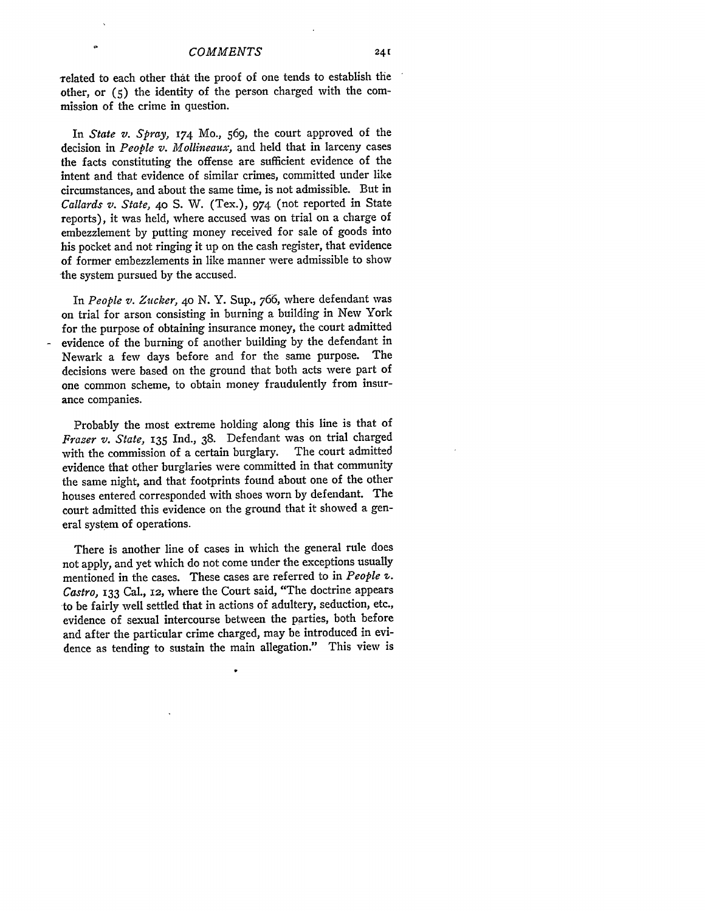related to each other that the proof of one tends to establish the other, or (5) the identity of the person charged with the commission of the crime in question.

In *State v. Spray,* 174 Mo., 569, the court approved of the decision in *People v. Mollineaux,* and held that in larceny cases the facts constituting the offense are sufficient evidence of the intent and that evidence of similar crimes, committed under like circumstances, and about the same time, is not admissible. But in *Callards v. State,* 40 S. W. (Tex.), 974 (not reported in State reports), it was held, where accused was on trial on a charge of embezzlement by putting money received for sale of goods into his pocket and not ringing it up on the cash register, that evidence of former embezzlements in like manner were admissible to show the system pursued by the accused.

In *People v. Zucker,* 40 N. Y. Sup., 766, where defendant was on trial for arson consisting in burning a building in New York for the purpose of obtaining insurance money, the court admitted evidence of the burning of another building by the defendant in Newark a few days before and for the same purpose. The decisions were based on the ground that both acts were part of one common scheme, to obtain money fraudulently from insurance companies.

Probably the most extreme holding along this line is that of *Frazer v. State,* 135 Ind., 38. Defendant was on trial charged with the commission of a certain burglary. The court admitted evidence that other burglaries were committed in that community the same night, and that footprints found about one of the other houses entered corresponded with shoes worn by defendant. The court admitted this evidence on the ground that it showed a general system of operations.

There is another line of cases in which the general rule does not apply, and yet which do not come under the exceptions usually mentioned in the cases. These cases are referred to in *People v. Castro,* 133 Cal., 12, where the Court said, "The doctrine appears to be fairly well settled that in actions of adultery, seduction, etc., evidence of sexual intercourse between the parties, both before and after the particular crime charged, may be introduced in evidence as tending to sustain the main allegation." This view is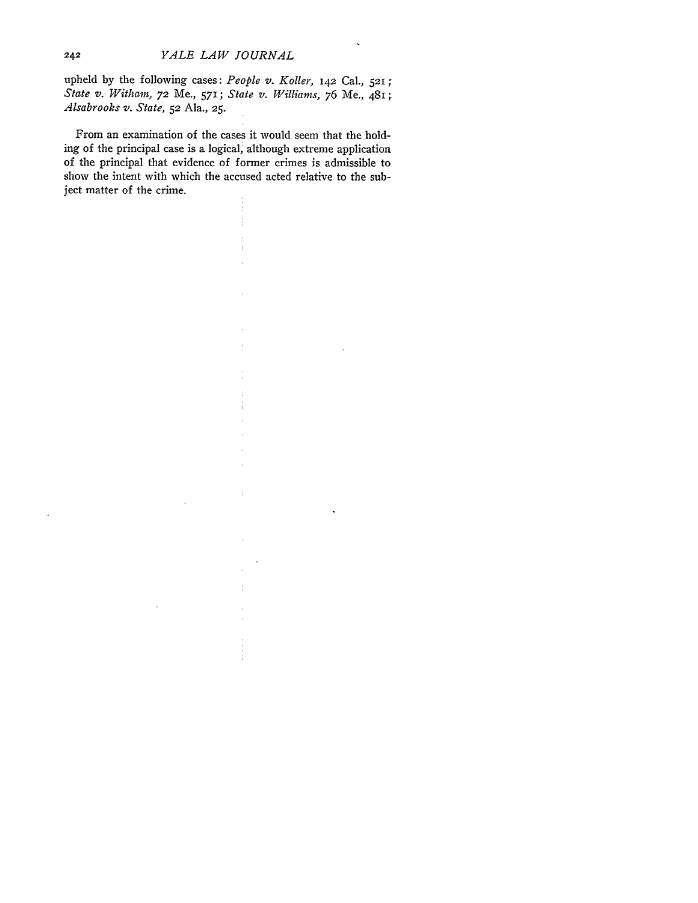upheld by the following cases: *People v. Koller*, 142 Cal., 521; *State v. Witham*, 72 Me., 571; *State v. Williams*, 76 Me., 481; *Alsabrooks v. State*, 52 Ala., 25.

From an examination of the cases it would seem that the holding of the principal case is a logical, although extreme application of the principal that evidence of former crimes is admissible to show the intent with which the accused acted relative to the subject matter of the crime.